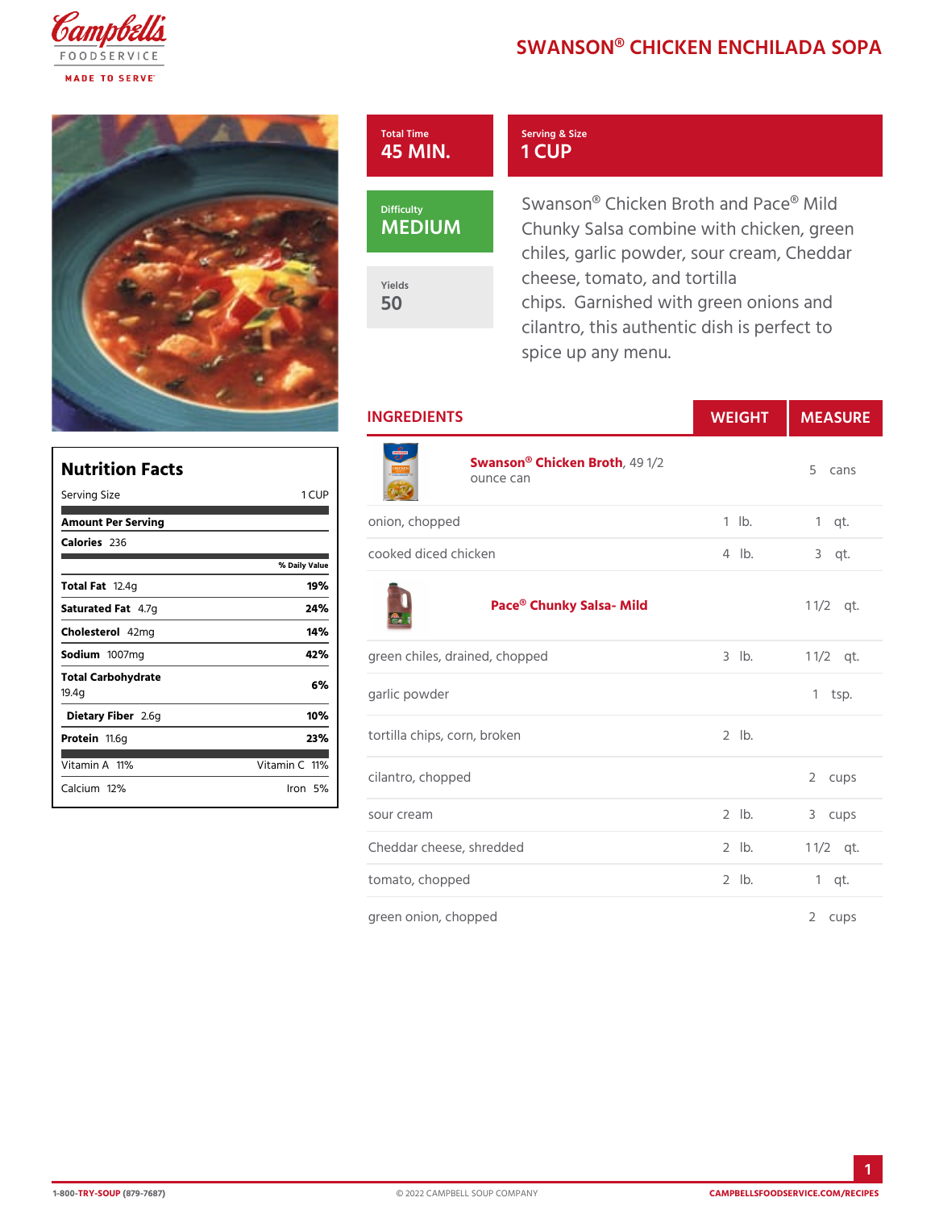# SWANSON® CHICKEN ENCHILADA SOPA

| Total Time | Serving & Size |
|---|---|
| 45 MIN. | 1 CUP |

| Difficulty | Yields |
|---|---|
| MEDIUM | 50 |

Swanson® Chicken Broth and Pace® Mild Chunky Salsa combine with chicken, green chiles, garlic powder, sour cream, Cheddar cheese, tomato, and tortilla chips. Garnished with green onions and cilantro, this authentic dish is perfect to spice up any menu.

## Nutrition Facts

Serving Size 1 CUP

**Amount Per Serving**

**Calories** 236

| | % Daily Value |
|---|---|
| **Total Fat** 12.4g | 19% |
| **Saturated Fat** 4.7g | 24% |
| **Cholesterol** 42mg | 14% |
| **Sodium** 1007mg | 42% |
| **Total Carbohydrate** 19.4g | 6% |
| **Dietary Fiber** 2.6g | 10% |
| **Protein** 11.6g | 23% |

| | |
|---|---|
| Vitamin A 11% | Vitamin C 11% |
| Calcium 12% | Iron 5% |

## INGREDIENTS

| INGREDIENTS | WEIGHT | MEASURE |
|---|---|---|
| **Swanson® Chicken Broth**, 49 1/2 ounce can | | 5 cans |
| onion, chopped | 1 lb. | 1 qt. |
| cooked diced chicken | 4 lb. | 3 qt. |
| **Pace® Chunky Salsa- Mild** | | 1 1/2 qt. |
| green chiles, drained, chopped | 3 lb. | 1 1/2 qt. |
| garlic powder | | 1 tsp. |
| tortilla chips, corn, broken | 2 lb. | |
| cilantro, chopped | | 2 cups |
| sour cream | 2 lb. | 3 cups |
| Cheddar cheese, shredded | 2 lb. | 1 1/2 qt. |
| tomato, chopped | 2 lb. | 1 qt. |
| green onion, chopped | | 2 cups |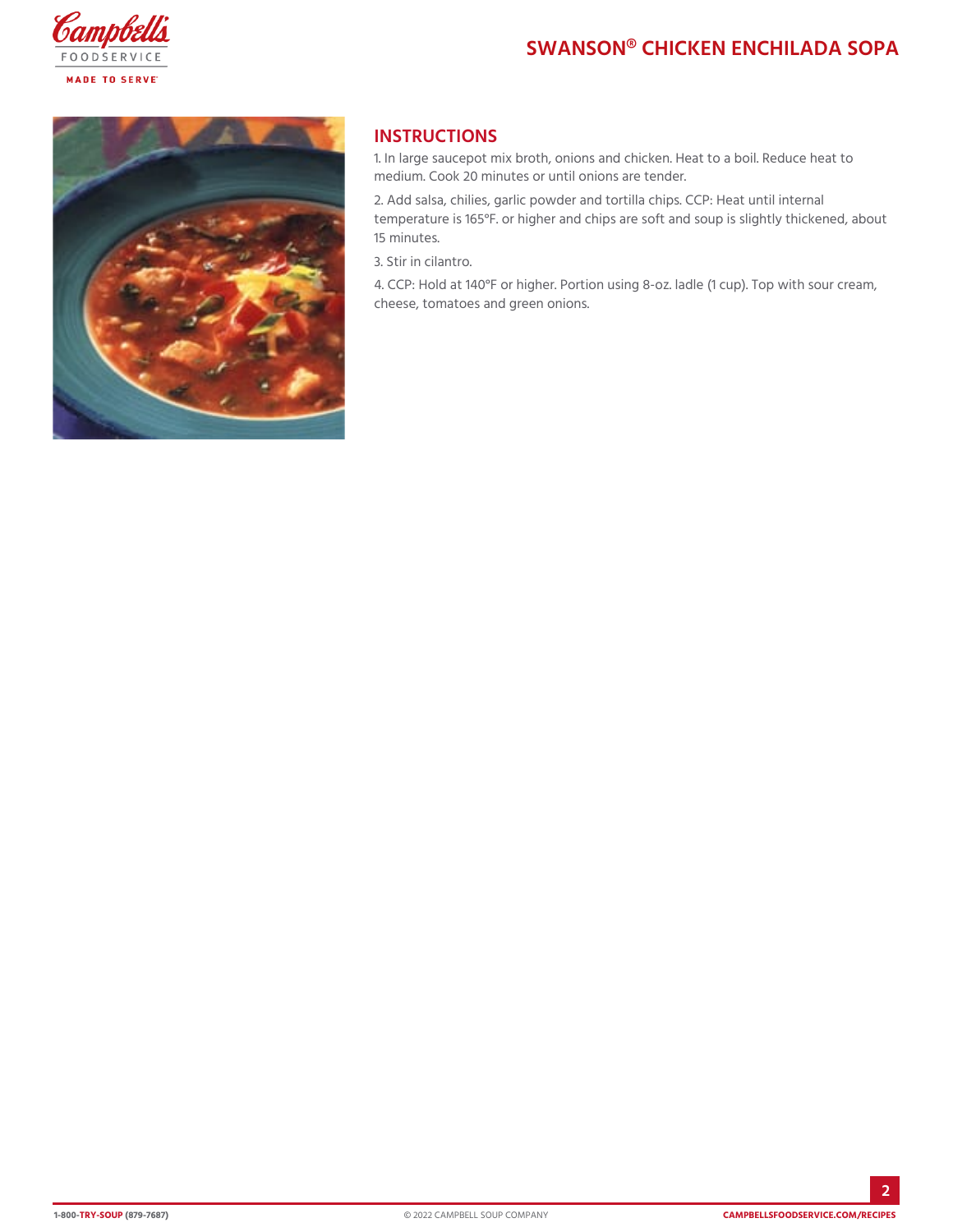## INSTRUCTIONS

1. In large saucepot mix broth, onions and chicken. Heat to a boil. Reduce heat to medium. Cook 20 minutes or until onions are tender.

2. Add salsa, chilies, garlic powder and tortilla chips. CCP: Heat until internal temperature is 165°F. or higher and chips are soft and soup is slightly thickened, about 15 minutes.

3. Stir in cilantro.

4. CCP: Hold at 140°F or higher. Portion using 8-oz. ladle (1 cup). Top with sour cream, cheese, tomatoes and green onions.